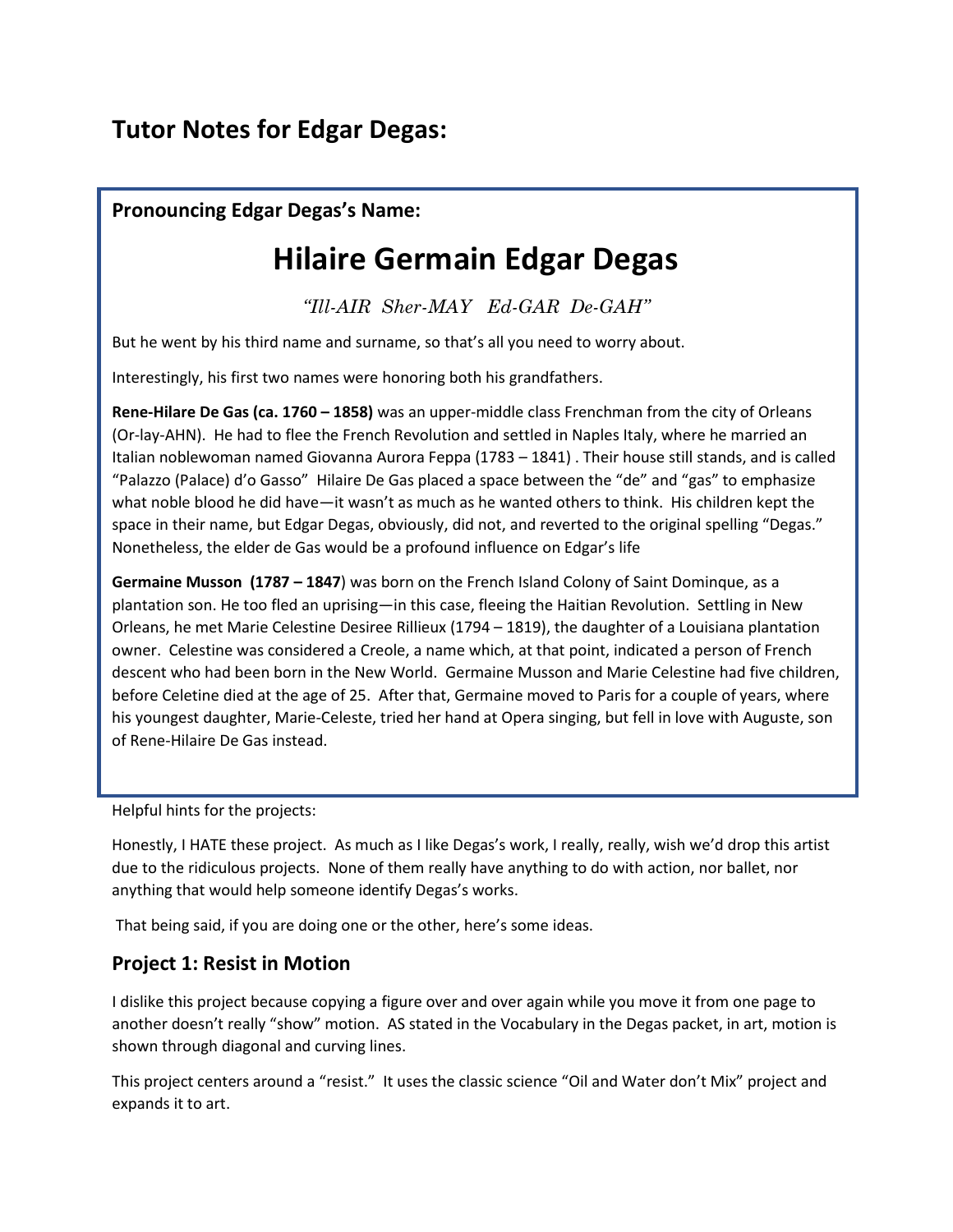# Tutor Notes for Edgar Degas:

**Pronouncing Edgar Degas's Name:**

## Hilaire Germain Edgar Degas

*"Ill-AIR Sher-MAY Ed-GAR De-GAH"*

But he went by his third name and surname, so that's all you need to worry about.

Interestingly, his first two names were honoring both his grandfathers.

**Rene-Hilare De Gas (ca. 1760 – 1858)** was an upper-middle class Frenchman from the city of Orleans (Or-lay-AHN). He had to flee the French Revolution and settled in Naples Italy, where he married an Italian noblewoman named Giovanna Aurora Feppa (1783 – 1841) . Their house still stands, and is called "Palazzo (Palace) d'o Gasso" Hilaire De Gas placed a space between the "de" and "gas" to emphasize what noble blood he did have—it wasn't as much as he wanted others to think. His children kept the space in their name, but Edgar Degas, obviously, did not, and reverted to the original spelling "Degas." Nonetheless, the elder de Gas would be a profound influence on Edgar's life

**Germaine Musson (1787 – 1847**) was born on the French Island Colony of Saint Dominque, as a plantation son. He too fled an uprising—in this case, fleeing the Haitian Revolution. Settling in New Orleans, he met Marie Celestine Desiree Rillieux (1794 – 1819), the daughter of a Louisiana plantation owner. Celestine was considered a Creole, a name which, at that point, indicated a person of French descent who had been born in the New World. Germaine Musson and Marie Celestine had five children, before Celetine died at the age of 25. After that, Germaine moved to Paris for a couple of years, where his youngest daughter, Marie-Celeste, tried her hand at Opera singing, but fell in love with Auguste, son of Rene-Hilaire De Gas instead.

Helpful hints for the projects:

Honestly, I HATE these project. As much as I like Degas's work, I really, really, wish we'd drop this artist due to the ridiculous projects. None of them really have anything to do with action, nor ballet, nor anything that would help someone identify Degas's works.

That being said, if you are doing one or the other, here's some ideas.

## Project 1: Resist in Motion

I dislike this project because copying a figure over and over again while you move it from one page to another doesn't really "show" motion. AS stated in the Vocabulary in the Degas packet, in art, motion is shown through diagonal and curving lines.

This project centers around a "resist." It uses the classic science "Oil and Water don't Mix" project and expands it to art.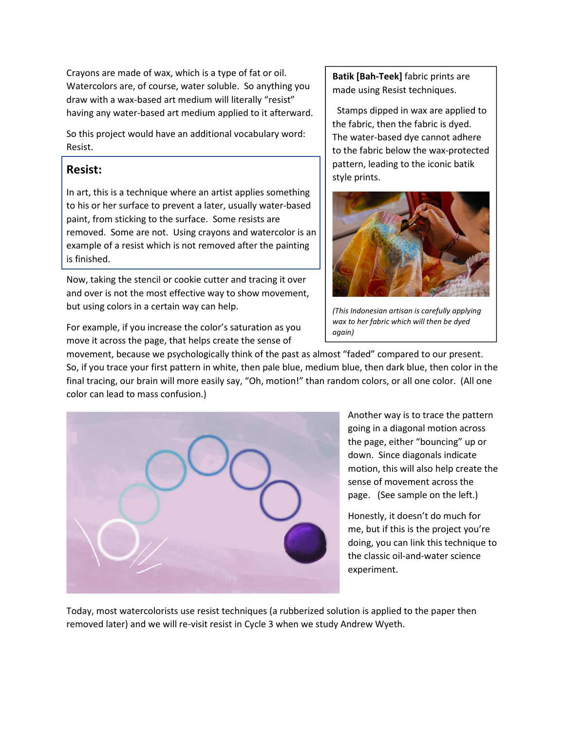Crayons are made of wax, which is a type of fat or oil. Watercolors are, of course, water soluble. So anything you draw with a wax-based art medium will literally "resist" having any water-based art medium applied to it afterward.

So this project would have an additional vocabulary word: Resist.

## Resist:

In art, this is a technique where an artist applies something to his or her surface to prevent a later, usually water-based paint, from sticking to the surface. Some resists are removed. Some are not. Using crayons and watercolor is an example of a resist which is not removed after the painting is finished.

Now, taking the stencil or cookie cutter and tracing it over and over is not the most effective way to show movement, but using colors in a certain way can help.

For example, if you increase the color's saturation as you move it across the page, that helps create the sense of movement, because we psychologically think of the past as almost "faded" compared to our present. So, if you trace your first pattern in white, then pale blue, medium blue, then dark blue, then color in the final tracing, our brain will more easily say, "Oh, motion!" than random colors, or all one color. (All one color can lead to mass confusion.)

**Batik [Bah-Teek]** fabric prints are made using Resist techniques.

Stamps dipped in wax are applied to the fabric, then the fabric is dyed. The water-based dye cannot adhere to the fabric below the wax-protected pattern, leading to the iconic batik style prints.

*(This Indonesian artisan is carefully applying wax to her fabric which will then be dyed again)*

Another way is to trace the pattern going in a diagonal motion across the page, either "bouncing" up or down. Since diagonals indicate motion, this will also help create the sense of movement across the page. (See sample on the left.)

Honestly, it doesn't do much for me, but if this is the project you're doing, you can link this technique to the classic oil-and-water science experiment.

Today, most watercolorists use resist techniques (a rubberized solution is applied to the paper then removed later) and we will re-visit resist in Cycle 3 when we study Andrew Wyeth.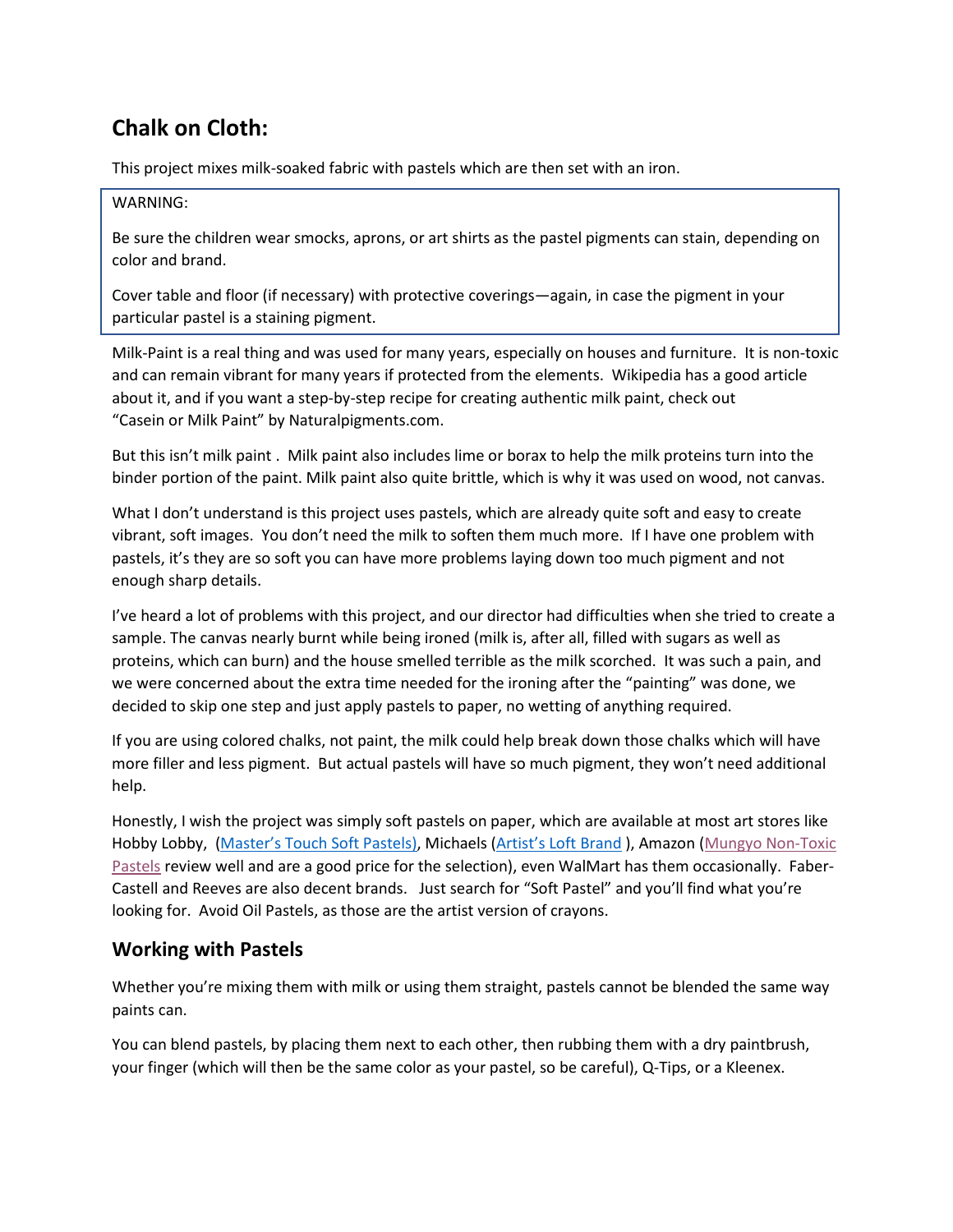## Chalk on Cloth:

This project mixes milk-soaked fabric with pastels which are then set with an iron.

> WARNING:
>
> Be sure the children wear smocks, aprons, or art shirts as the pastel pigments can stain, depending on color and brand.
>
> Cover table and floor (if necessary) with protective coverings—again, in case the pigment in your particular pastel is a staining pigment.

Milk-Paint is a real thing and was used for many years, especially on houses and furniture. It is non-toxic and can remain vibrant for many years if protected from the elements. Wikipedia has a good article about it, and if you want a step-by-step recipe for creating authentic milk paint, check out "Casein or Milk Paint" by Naturalpigments.com.

But this isn't milk paint . Milk paint also includes lime or borax to help the milk proteins turn into the binder portion of the paint. Milk paint also quite brittle, which is why it was used on wood, not canvas.

What I don't understand is this project uses pastels, which are already quite soft and easy to create vibrant, soft images. You don't need the milk to soften them much more. If I have one problem with pastels, it's they are so soft you can have more problems laying down too much pigment and not enough sharp details.

I've heard a lot of problems with this project, and our director had difficulties when she tried to create a sample. The canvas nearly burnt while being ironed (milk is, after all, filled with sugars as well as proteins, which can burn) and the house smelled terrible as the milk scorched. It was such a pain, and we were concerned about the extra time needed for the ironing after the "painting" was done, we decided to skip one step and just apply pastels to paper, no wetting of anything required.

If you are using colored chalks, not paint, the milk could help break down those chalks which will have more filler and less pigment. But actual pastels will have so much pigment, they won't need additional help.

Honestly, I wish the project was simply soft pastels on paper, which are available at most art stores like Hobby Lobby, (Master's Touch Soft Pastels), Michaels (Artist's Loft Brand ), Amazon (Mungyo Non-Toxic Pastels review well and are a good price for the selection), even WalMart has them occasionally. Faber-Castell and Reeves are also decent brands. Just search for "Soft Pastel" and you'll find what you're looking for. Avoid Oil Pastels, as those are the artist version of crayons.

### Working with Pastels

Whether you're mixing them with milk or using them straight, pastels cannot be blended the same way paints can.

You can blend pastels, by placing them next to each other, then rubbing them with a dry paintbrush, your finger (which will then be the same color as your pastel, so be careful), Q-Tips, or a Kleenex.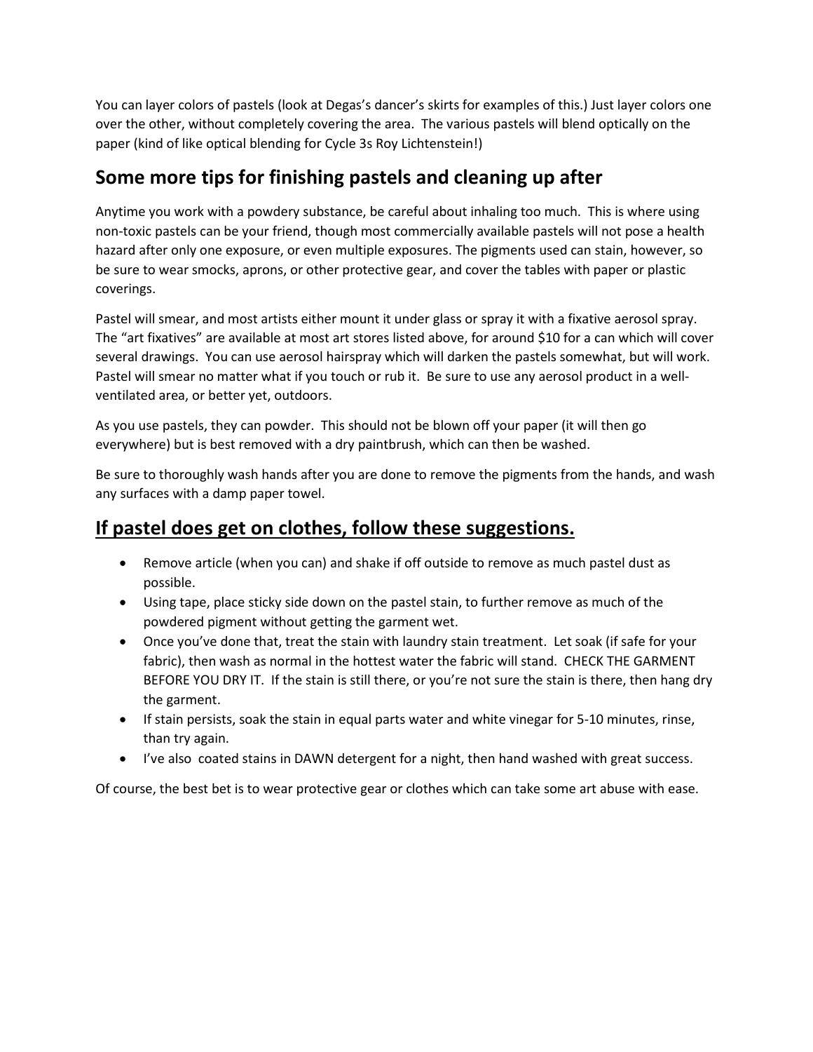You can layer colors of pastels (look at Degas's dancer's skirts for examples of this.) Just layer colors one over the other, without completely covering the area. The various pastels will blend optically on the paper (kind of like optical blending for Cycle 3s Roy Lichtenstein!)

## Some more tips for finishing pastels and cleaning up after

Anytime you work with a powdery substance, be careful about inhaling too much. This is where using non-toxic pastels can be your friend, though most commercially available pastels will not pose a health hazard after only one exposure, or even multiple exposures. The pigments used can stain, however, so be sure to wear smocks, aprons, or other protective gear, and cover the tables with paper or plastic coverings.

Pastel will smear, and most artists either mount it under glass or spray it with a fixative aerosol spray. The "art fixatives" are available at most art stores listed above, for around $10 for a can which will cover several drawings. You can use aerosol hairspray which will darken the pastels somewhat, but will work. Pastel will smear no matter what if you touch or rub it. Be sure to use any aerosol product in a well-ventilated area, or better yet, outdoors.

As you use pastels, they can powder. This should not be blown off your paper (it will then go everywhere) but is best removed with a dry paintbrush, which can then be washed.

Be sure to thoroughly wash hands after you are done to remove the pigments from the hands, and wash any surfaces with a damp paper towel.

## <u>If pastel does get on clothes, follow these suggestions.</u>

- Remove article (when you can) and shake if off outside to remove as much pastel dust as possible.
- Using tape, place sticky side down on the pastel stain, to further remove as much of the powdered pigment without getting the garment wet.
- Once you've done that, treat the stain with laundry stain treatment. Let soak (if safe for your fabric), then wash as normal in the hottest water the fabric will stand. CHECK THE GARMENT BEFORE YOU DRY IT. If the stain is still there, or you're not sure the stain is there, then hang dry the garment.
- If stain persists, soak the stain in equal parts water and white vinegar for 5-10 minutes, rinse, than try again.
- I've also coated stains in DAWN detergent for a night, then hand washed with great success.

Of course, the best bet is to wear protective gear or clothes which can take some art abuse with ease.